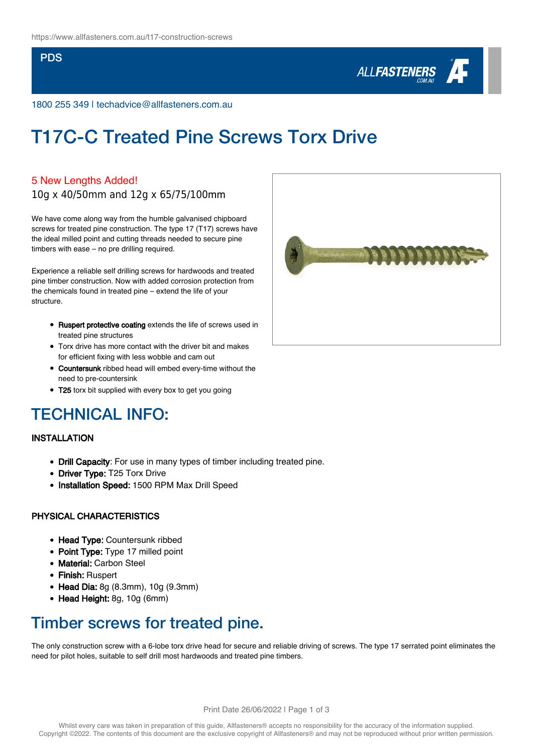https://www.allfasteners.com.au/t17-construction-screws

PDS

1800 255 349 | techadvice@allfasteners.com.au

# T17C-C Treated Pine Screws Torx Drive

5 New Lengths Added!

10g x 40/50mm and 12g x 65/75/100mm

We have come along way from the humble galvanised chipboard screws for treated pine construction. The type 17 (T17) screws have the ideal milled point and cutting threads needed to secure pine timbers with ease – no pre drilling required.

Experience a reliable self drilling screws for hardwoods and treated pine timber construction. Now with added corrosion protection from the chemicals found in treated pine – extend the life of your structure.

- **Ruspert protective coating** extends the life of screws used in treated pine structures
- Torx drive has more contact with the driver bit and makes for efficient fixing with less wobble and cam out
- **Countersunk** ribbed head will embed every-time without the need to pre-countersink
- **T25** torx bit supplied with every box to get you going

## TECHNICAL INFO:

### INSTALLATION

- **Drill Capacity**: For use in many types of timber including treated pine.
- **Driver Type:** T25 Torx Drive
- **Installation Speed:** 1500 RPM Max Drill Speed

### PHYSICAL CHARACTERISTICS

- **Head Type:** Countersunk ribbed
- **Point Type:** Type 17 milled point
- **Material:** Carbon Steel
- **Finish:** Ruspert
- **Head Dia:** 8g (8.3mm), 10g (9.3mm)
- **Head Height:** 8g, 10g (6mm)

## Timber screws for treated pine.

The only construction screw with a 6-lobe torx drive head for secure and reliable driving of screws. The type 17 serrated point eliminates the need for pilot holes, suitable to self drill most hardwoods and treated pine timbers.

Whilst every care was taken in preparation of this guide, Allfasteners® accepts no responsibility for the accuracy of the information supplied. Copyright ©2022. The contents of this document are the exclusive copyright of Allfasteners® and may not be reproduced without prior written permission.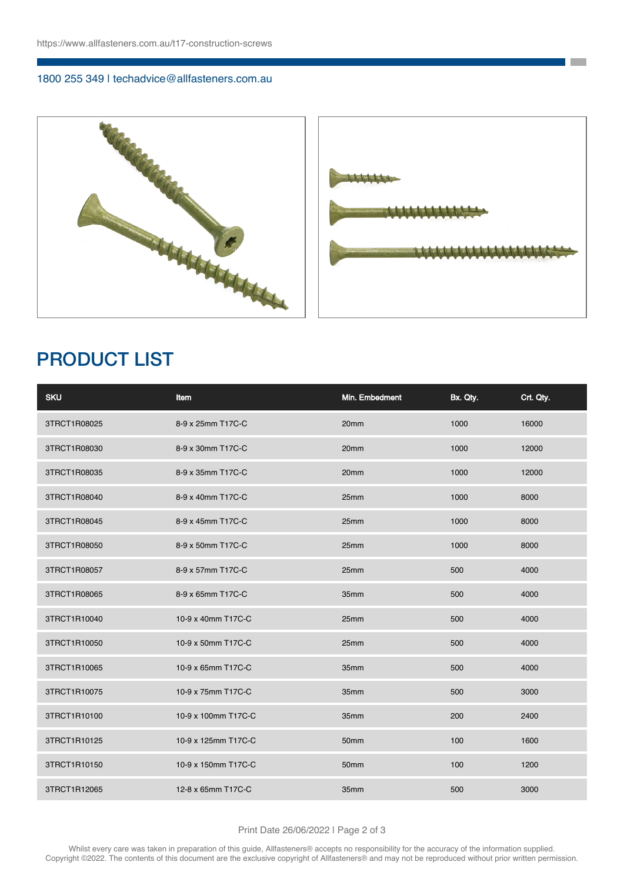https://www.allfasteners.com.au/t17-construction-screws

1800 255 349 | techadvice@allfasteners.com.au

## PRODUCT LIST

| SKU | Item | Min. Embedment | Bx. Qty. | Crt. Qty. |
|---|---|---|---|---|
| 3TRCT1R08025 | 8-9 x 25mm T17C-C | 20mm | 1000 | 16000 |
| 3TRCT1R08030 | 8-9 x 30mm T17C-C | 20mm | 1000 | 12000 |
| 3TRCT1R08035 | 8-9 x 35mm T17C-C | 20mm | 1000 | 12000 |
| 3TRCT1R08040 | 8-9 x 40mm T17C-C | 25mm | 1000 | 8000 |
| 3TRCT1R08045 | 8-9 x 45mm T17C-C | 25mm | 1000 | 8000 |
| 3TRCT1R08050 | 8-9 x 50mm T17C-C | 25mm | 1000 | 8000 |
| 3TRCT1R08057 | 8-9 x 57mm T17C-C | 25mm | 500 | 4000 |
| 3TRCT1R08065 | 8-9 x 65mm T17C-C | 35mm | 500 | 4000 |
| 3TRCT1R10040 | 10-9 x 40mm T17C-C | 25mm | 500 | 4000 |
| 3TRCT1R10050 | 10-9 x 50mm T17C-C | 25mm | 500 | 4000 |
| 3TRCT1R10065 | 10-9 x 65mm T17C-C | 35mm | 500 | 4000 |
| 3TRCT1R10075 | 10-9 x 75mm T17C-C | 35mm | 500 | 3000 |
| 3TRCT1R10100 | 10-9 x 100mm T17C-C | 35mm | 200 | 2400 |
| 3TRCT1R10125 | 10-9 x 125mm T17C-C | 50mm | 100 | 1600 |
| 3TRCT1R10150 | 10-9 x 150mm T17C-C | 50mm | 100 | 1200 |
| 3TRCT1R12065 | 12-8 x 65mm T17C-C | 35mm | 500 | 3000 |

Whilst every care was taken in preparation of this guide, Allfasteners® accepts no responsibility for the accuracy of the information supplied. Copyright ©2022. The contents of this document are the exclusive copyright of Allfasteners® and may not be reproduced without prior written permission.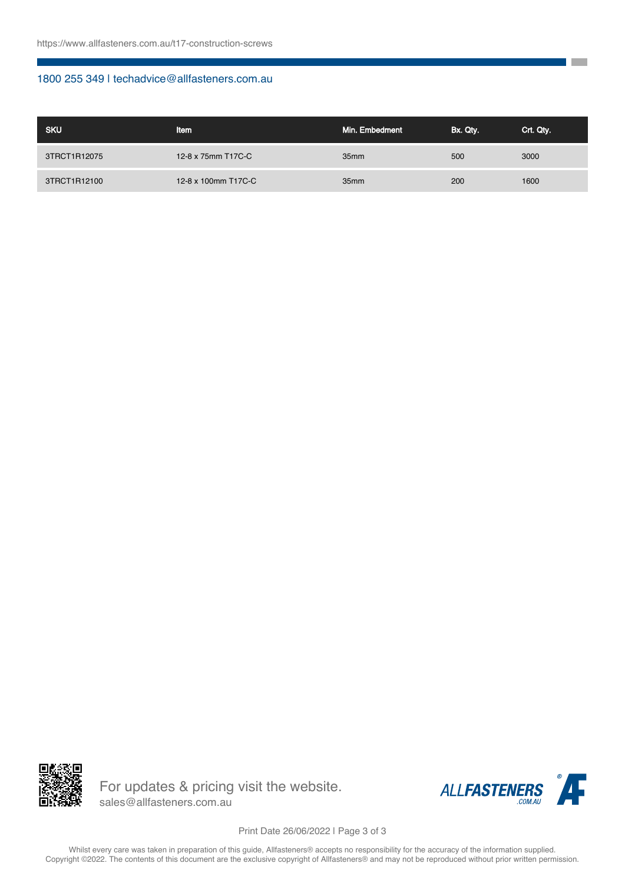| SKU | Item | Min. Embedment | Bx. Qty. | Crt. Qty. |
|---|---|---|---|---|
| 3TRCT1R12075 | 12-8 x 75mm T17C-C | 35mm | 500 | 3000 |
| 3TRCT1R12100 | 12-8 x 100mm T17C-C | 35mm | 200 | 1600 |